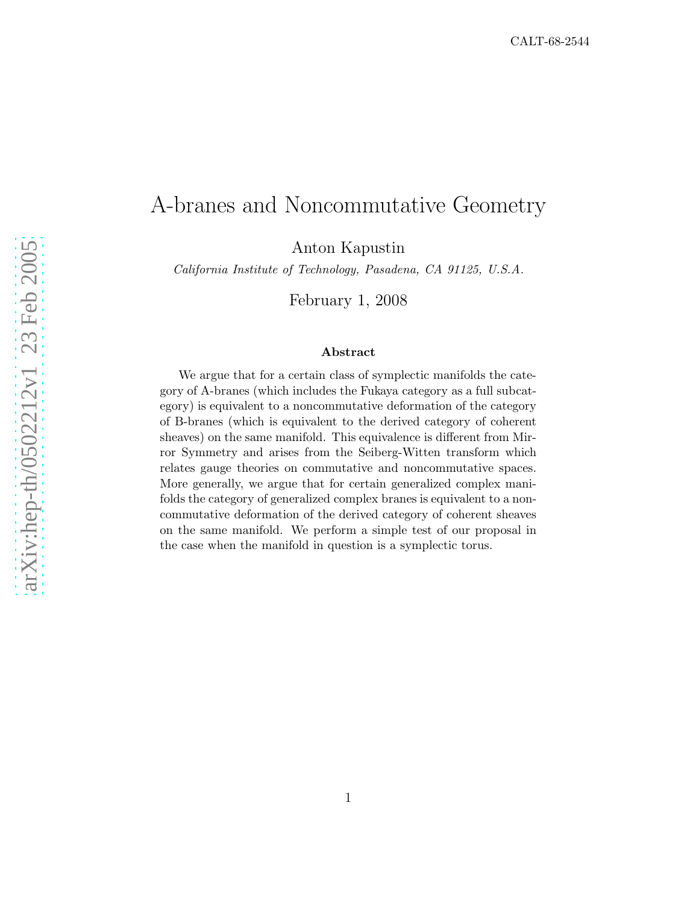CALT-68-2544

# A-branes and Noncommutative Geometry

Anton Kapustin

*California Institute of Technology, Pasadena, CA 91125, U.S.A.*

February 1, 2008

**Abstract**

We argue that for a certain class of symplectic manifolds the category of A-branes (which includes the Fukaya category as a full subcategory) is equivalent to a noncommutative deformation of the category of B-branes (which is equivalent to the derived category of coherent sheaves) on the same manifold. This equivalence is different from Mirror Symmetry and arises from the Seiberg-Witten transform which relates gauge theories on commutative and noncommutative spaces. More generally, we argue that for certain generalized complex manifolds the category of generalized complex branes is equivalent to a noncommutative deformation of the derived category of coherent sheaves on the same manifold. We perform a simple test of our proposal in the case when the manifold in question is a symplectic torus.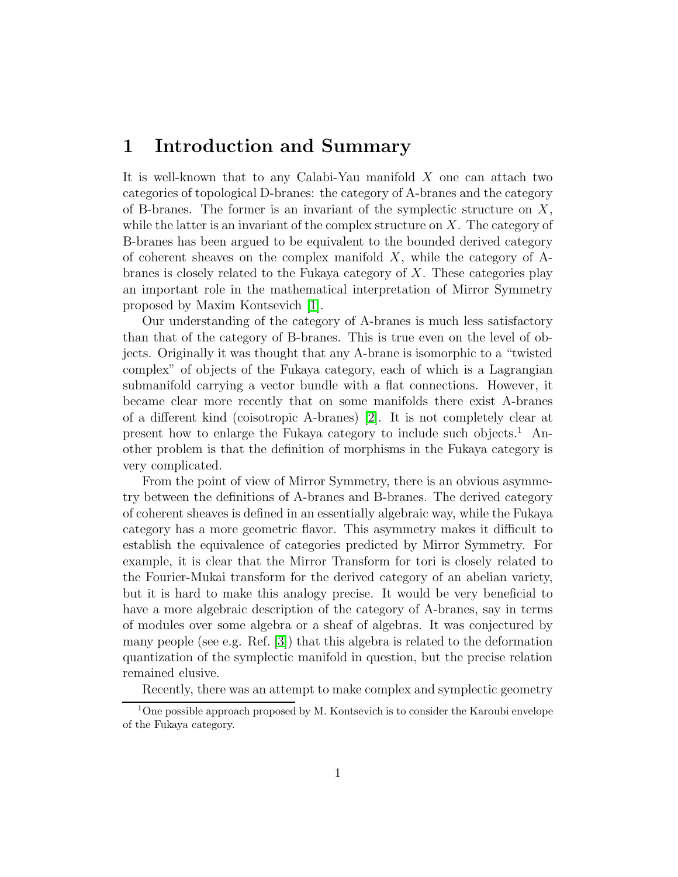# 1 Introduction and Summary

It is well-known that to any Calabi-Yau manifold $X$ one can attach two categories of topological D-branes: the category of A-branes and the category of B-branes. The former is an invariant of the symplectic structure on $X$, while the latter is an invariant of the complex structure on $X$. The category of B-branes has been argued to be equivalent to the bounded derived category of coherent sheaves on the complex manifold $X$, while the category of A-branes is closely related to the Fukaya category of $X$. These categories play an important role in the mathematical interpretation of Mirror Symmetry proposed by Maxim Kontsevich [1].

Our understanding of the category of A-branes is much less satisfactory than that of the category of B-branes. This is true even on the level of objects. Originally it was thought that any A-brane is isomorphic to a "twisted complex" of objects of the Fukaya category, each of which is a Lagrangian submanifold carrying a vector bundle with a flat connections. However, it became clear more recently that on some manifolds there exist A-branes of a different kind (coisotropic A-branes) [2]. It is not completely clear at present how to enlarge the Fukaya category to include such objects.[1] Another problem is that the definition of morphisms in the Fukaya category is very complicated.

From the point of view of Mirror Symmetry, there is an obvious asymmetry between the definitions of A-branes and B-branes. The derived category of coherent sheaves is defined in an essentially algebraic way, while the Fukaya category has a more geometric flavor. This asymmetry makes it difficult to establish the equivalence of categories predicted by Mirror Symmetry. For example, it is clear that the Mirror Transform for tori is closely related to the Fourier-Mukai transform for the derived category of an abelian variety, but it is hard to make this analogy precise. It would be very beneficial to have a more algebraic description of the category of A-branes, say in terms of modules over some algebra or a sheaf of algebras. It was conjectured by many people (see e.g. Ref. [3]) that this algebra is related to the deformation quantization of the symplectic manifold in question, but the precise relation remained elusive.

Recently, there was an attempt to make complex and symplectic geometry

[1] One possible approach proposed by M. Kontsevich is to consider the Karoubi envelope of the Fukaya category.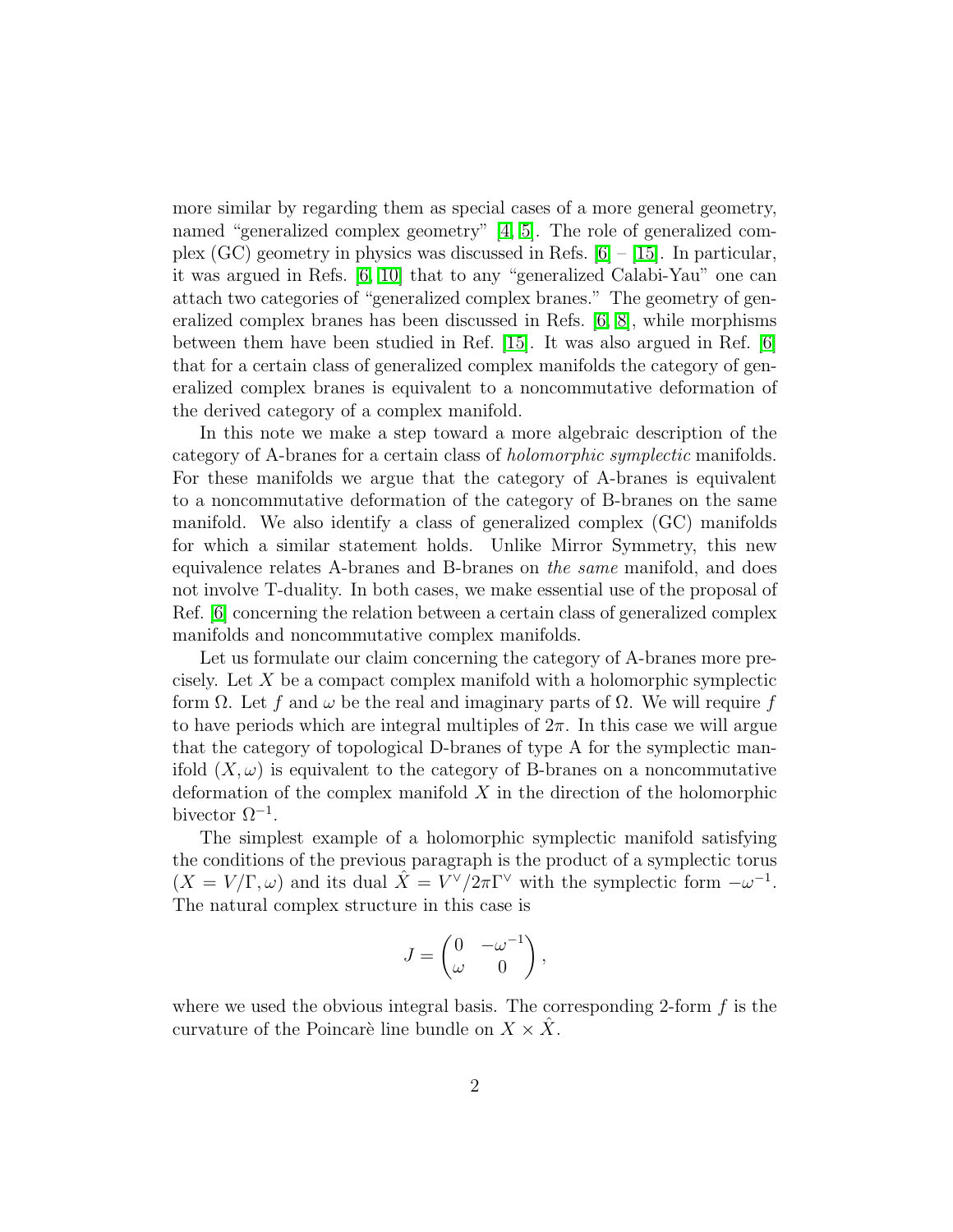more similar by regarding them as special cases of a more general geometry, named "generalized complex geometry" [4, 5]. The role of generalized complex (GC) geometry in physics was discussed in Refs. [6] – [15]. In particular, it was argued in Refs. [6, 10] that to any "generalized Calabi-Yau" one can attach two categories of "generalized complex branes." The geometry of generalized complex branes has been discussed in Refs. [6, 8], while morphisms between them have been studied in Ref. [15]. It was also argued in Ref. [6] that for a certain class of generalized complex manifolds the category of generalized complex branes is equivalent to a noncommutative deformation of the derived category of a complex manifold.

In this note we make a step toward a more algebraic description of the category of A-branes for a certain class of *holomorphic symplectic* manifolds. For these manifolds we argue that the category of A-branes is equivalent to a noncommutative deformation of the category of B-branes on the same manifold. We also identify a class of generalized complex (GC) manifolds for which a similar statement holds. Unlike Mirror Symmetry, this new equivalence relates A-branes and B-branes on *the same* manifold, and does not involve T-duality. In both cases, we make essential use of the proposal of Ref. [6] concerning the relation between a certain class of generalized complex manifolds and noncommutative complex manifolds.

Let us formulate our claim concerning the category of A-branes more precisely. Let $X$ be a compact complex manifold with a holomorphic symplectic form $\Omega$. Let $f$ and $\omega$ be the real and imaginary parts of $\Omega$. We will require $f$ to have periods which are integral multiples of $2\pi$. In this case we will argue that the category of topological D-branes of type A for the symplectic manifold $(X, \omega)$ is equivalent to the category of B-branes on a noncommutative deformation of the complex manifold $X$ in the direction of the holomorphic bivector $\Omega^{-1}$.

The simplest example of a holomorphic symplectic manifold satisfying the conditions of the previous paragraph is the product of a symplectic torus $(X = V/\Gamma, \omega)$ and its dual $\hat{X} = V^\vee/2\pi\Gamma^\vee$ with the symplectic form $-\omega^{-1}$. The natural complex structure in this case is

$$J = \begin{pmatrix} 0 & -\omega^{-1} \\ \omega & 0 \end{pmatrix},$$

where we used the obvious integral basis. The corresponding 2-form $f$ is the curvature of the Poincarè line bundle on $X \times \hat{X}$.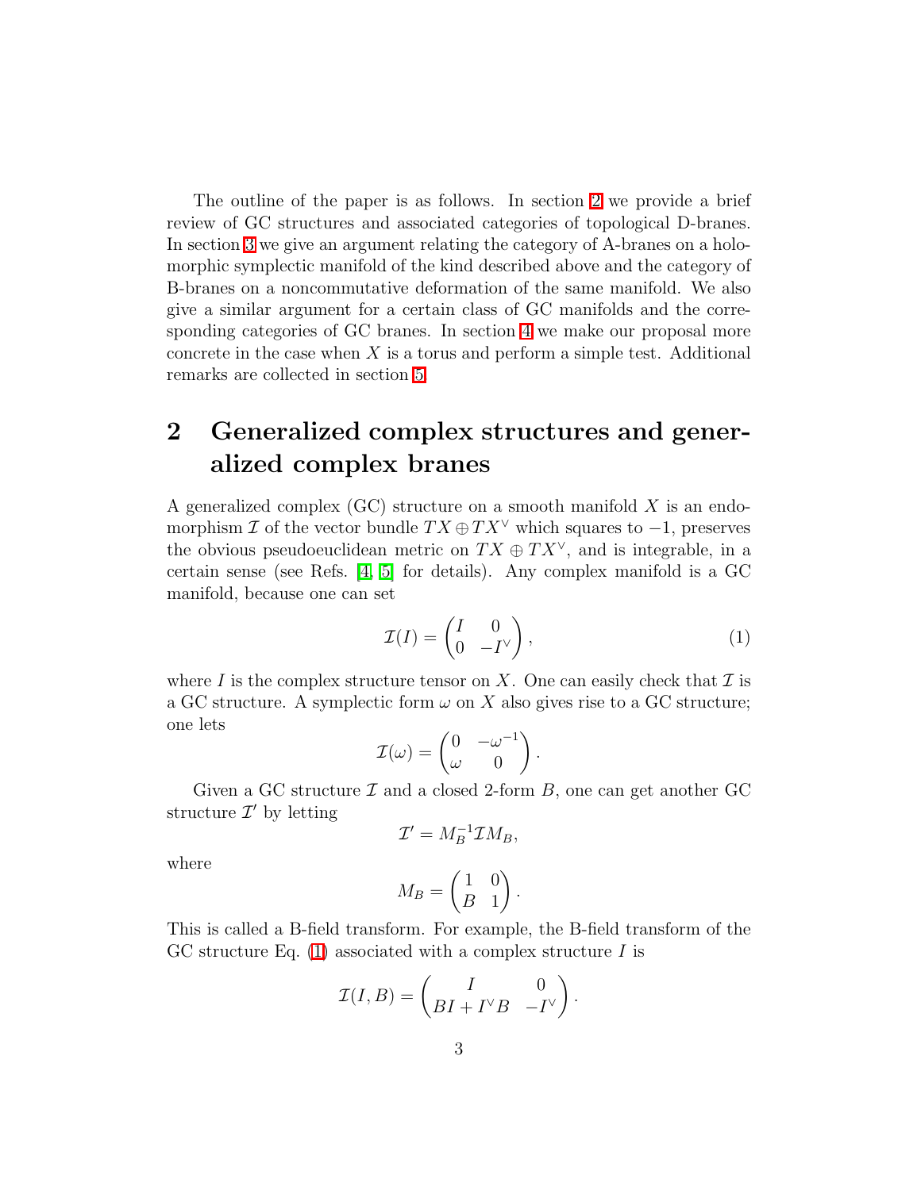The outline of the paper is as follows. In section 2 we provide a brief review of GC structures and associated categories of topological D-branes. In section 3 we give an argument relating the category of A-branes on a holomorphic symplectic manifold of the kind described above and the category of B-branes on a noncommutative deformation of the same manifold. We also give a similar argument for a certain class of GC manifolds and the corresponding categories of GC branes. In section 4 we make our proposal more concrete in the case when $X$ is a torus and perform a simple test. Additional remarks are collected in section 5.

# 2 Generalized complex structures and generalized complex branes

A generalized complex (GC) structure on a smooth manifold $X$ is an endomorphism $\mathcal{I}$ of the vector bundle $TX \oplus TX^\vee$ which squares to $-1$, preserves the obvious pseudoeuclidean metric on $TX \oplus TX^\vee$, and is integrable, in a certain sense (see Refs. [4, 5] for details). Any complex manifold is a GC manifold, because one can set

$$\mathcal{I}(I) = \begin{pmatrix} I & 0 \\ 0 & -I^\vee \end{pmatrix}, \tag{1}$$

where $I$ is the complex structure tensor on $X$. One can easily check that $\mathcal{I}$ is a GC structure. A symplectic form $\omega$ on $X$ also gives rise to a GC structure; one lets

$$\mathcal{I}(\omega) = \begin{pmatrix} 0 & -\omega^{-1} \\ \omega & 0 \end{pmatrix}.$$

Given a GC structure $\mathcal{I}$ and a closed 2-form $B$, one can get another GC structure $\mathcal{I}'$ by letting

$$\mathcal{I}' = M_B^{-1} \mathcal{I} M_B,$$

where

$$M_B = \begin{pmatrix} 1 & 0 \\ B & 1 \end{pmatrix}.$$

This is called a B-field transform. For example, the B-field transform of the GC structure Eq. (1) associated with a complex structure $I$ is

$$\mathcal{I}(I, B) = \begin{pmatrix} I & 0 \\ BI + I^\vee B & -I^\vee \end{pmatrix}.$$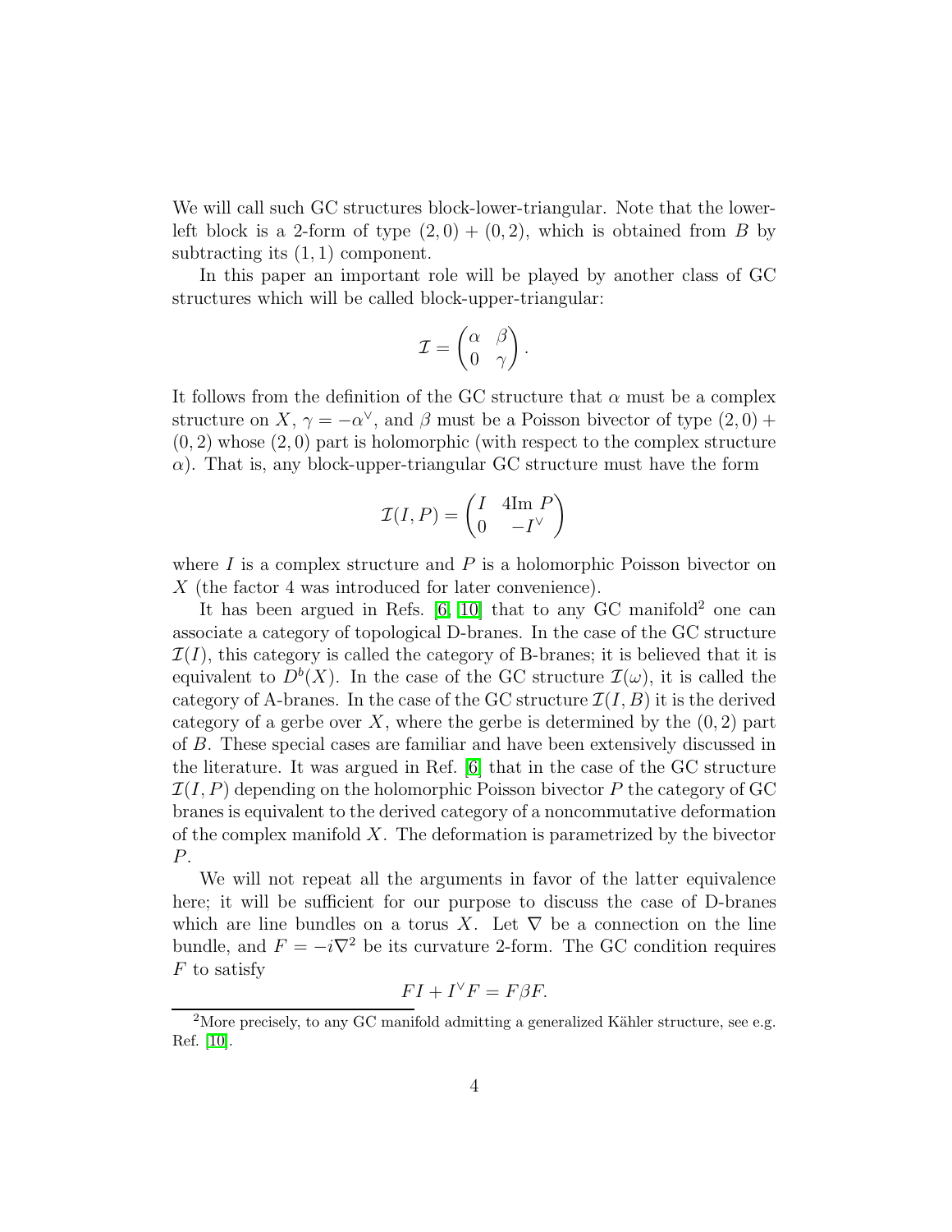We will call such GC structures block-lower-triangular. Note that the lower-left block is a 2-form of type $(2,0)+(0,2)$, which is obtained from $B$ by subtracting its $(1,1)$ component.

In this paper an important role will be played by another class of GC structures which will be called block-upper-triangular:

$$\mathcal{I} = \begin{pmatrix} \alpha & \beta \\ 0 & \gamma \end{pmatrix}.$$

It follows from the definition of the GC structure that $\alpha$ must be a complex structure on $X$, $\gamma = -\alpha^\vee$, and $\beta$ must be a Poisson bivector of type $(2,0)+(0,2)$ whose $(2,0)$ part is holomorphic (with respect to the complex structure $\alpha$). That is, any block-upper-triangular GC structure must have the form

$$\mathcal{I}(I,P) = \begin{pmatrix} I & 4\mathrm{Im}\, P \\ 0 & -I^\vee \end{pmatrix}$$

where $I$ is a complex structure and $P$ is a holomorphic Poisson bivector on $X$ (the factor 4 was introduced for later convenience).

It has been argued in Refs. [6, 10] that to any GC manifold[2] one can associate a category of topological D-branes. In the case of the GC structure $\mathcal{I}(I)$, this category is called the category of B-branes; it is believed that it is equivalent to $D^b(X)$. In the case of the GC structure $\mathcal{I}(\omega)$, it is called the category of A-branes. In the case of the GC structure $\mathcal{I}(I,B)$ it is the derived category of a gerbe over $X$, where the gerbe is determined by the $(0,2)$ part of $B$. These special cases are familiar and have been extensively discussed in the literature. It was argued in Ref. [6] that in the case of the GC structure $\mathcal{I}(I,P)$ depending on the holomorphic Poisson bivector $P$ the category of GC branes is equivalent to the derived category of a noncommutative deformation of the complex manifold $X$. The deformation is parametrized by the bivector $P$.

We will not repeat all the arguments in favor of the latter equivalence here; it will be sufficient for our purpose to discuss the case of D-branes which are line bundles on a torus $X$. Let $\nabla$ be a connection on the line bundle, and $F = -i\nabla^2$ be its curvature 2-form. The GC condition requires $F$ to satisfy

$$FI + I^\vee F = F\beta F.$$

[2] More precisely, to any GC manifold admitting a generalized Kähler structure, see e.g. Ref. [10].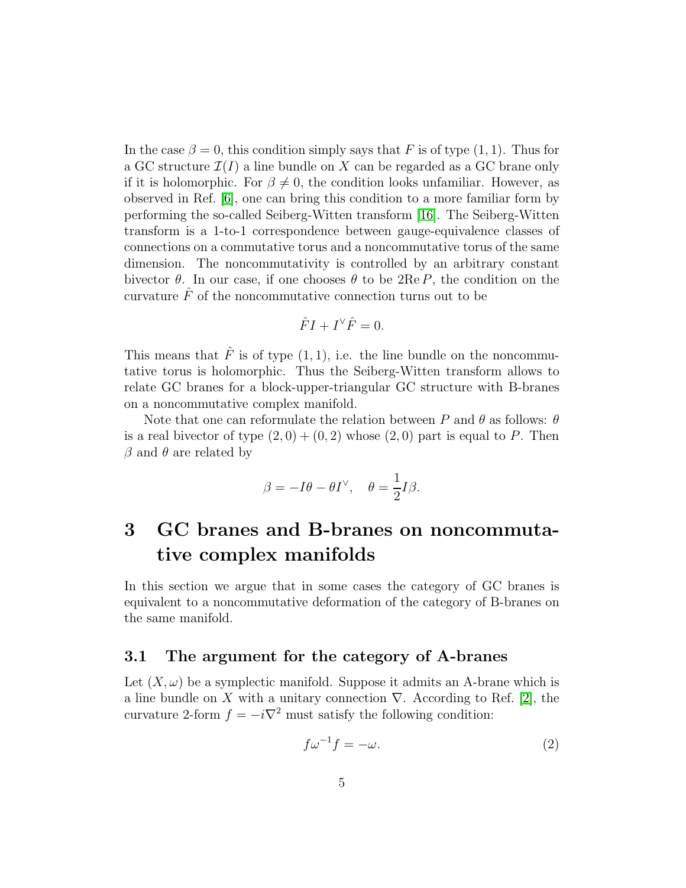In the case $\beta = 0$, this condition simply says that $F$ is of type $(1,1)$. Thus for a GC structure $\mathcal{I}(I)$ a line bundle on $X$ can be regarded as a GC brane only if it is holomorphic. For $\beta \neq 0$, the condition looks unfamiliar. However, as observed in Ref. [6], one can bring this condition to a more familiar form by performing the so-called Seiberg-Witten transform [16]. The Seiberg-Witten transform is a 1-to-1 correspondence between gauge-equivalence classes of connections on a commutative torus and a noncommutative torus of the same dimension. The noncommutativity is controlled by an arbitrary constant bivector $\theta$. In our case, if one chooses $\theta$ to be $2\mathrm{Re}\, P$, the condition on the curvature $\hat{F}$ of the noncommutative connection turns out to be

$$\hat{F} I + I^\vee \hat{F} = 0.$$

This means that $\hat{F}$ is of type $(1,1)$, i.e. the line bundle on the noncommutative torus is holomorphic. Thus the Seiberg-Witten transform allows to relate GC branes for a block-upper-triangular GC structure with B-branes on a noncommutative complex manifold.

Note that one can reformulate the relation between $P$ and $\theta$ as follows: $\theta$ is a real bivector of type $(2,0) + (0,2)$ whose $(2,0)$ part is equal to $P$. Then $\beta$ and $\theta$ are related by

$$\beta = -I\theta - \theta I^\vee, \quad \theta = \frac{1}{2} I \beta.$$

# 3 GC branes and B-branes on noncommutative complex manifolds

In this section we argue that in some cases the category of GC branes is equivalent to a noncommutative deformation of the category of B-branes on the same manifold.

## 3.1 The argument for the category of A-branes

Let $(X, \omega)$ be a symplectic manifold. Suppose it admits an A-brane which is a line bundle on $X$ with a unitary connection $\nabla$. According to Ref. [2], the curvature 2-form $f = -i\nabla^2$ must satisfy the following condition:

$$f \omega^{-1} f = -\omega. \tag{2}$$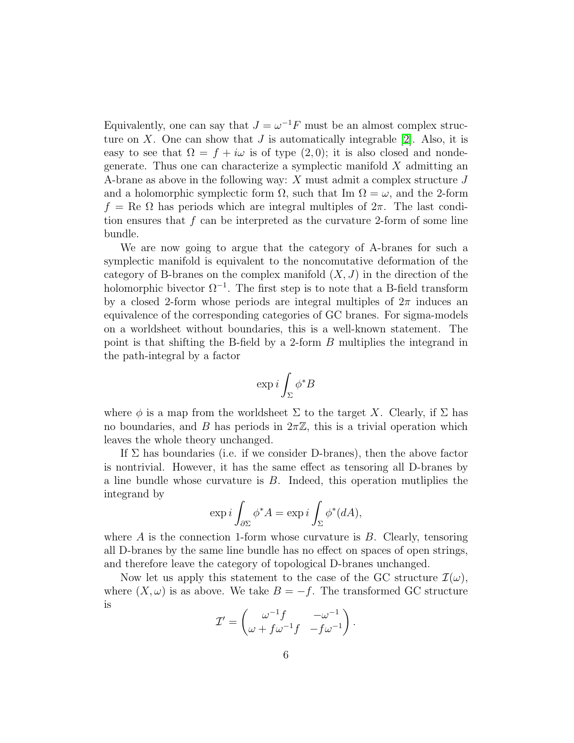Equivalently, one can say that $J = \omega^{-1}F$ must be an almost complex structure on $X$. One can show that $J$ is automatically integrable [2]. Also, it is easy to see that $\Omega = f + i\omega$ is of type $(2,0)$; it is also closed and nondegenerate. Thus one can characterize a symplectic manifold $X$ admitting an A-brane as above in the following way: $X$ must admit a complex structure $J$ and a holomorphic symplectic form $\Omega$, such that Im $\Omega = \omega$, and the 2-form $f =$ Re $\Omega$ has periods which are integral multiples of $2\pi$. The last condition ensures that $f$ can be interpreted as the curvature 2-form of some line bundle.

We are now going to argue that the category of A-branes for such a symplectic manifold is equivalent to the noncomutative deformation of the category of B-branes on the complex manifold $(X, J)$ in the direction of the holomorphic bivector $\Omega^{-1}$. The first step is to note that a B-field transform by a closed 2-form whose periods are integral multiples of $2\pi$ induces an equivalence of the corresponding categories of GC branes. For sigma-models on a worldsheet without boundaries, this is a well-known statement. The point is that shifting the B-field by a 2-form $B$ multiplies the integrand in the path-integral by a factor

$$\exp i \int_{\Sigma} \phi^* B$$

where $\phi$ is a map from the worldsheet $\Sigma$ to the target $X$. Clearly, if $\Sigma$ has no boundaries, and $B$ has periods in $2\pi\mathbb{Z}$, this is a trivial operation which leaves the whole theory unchanged.

If $\Sigma$ has boundaries (i.e. if we consider D-branes), then the above factor is nontrivial. However, it has the same effect as tensoring all D-branes by a line bundle whose curvature is $B$. Indeed, this operation mutliplies the integrand by

$$\exp i \int_{\partial\Sigma} \phi^* A = \exp i \int_{\Sigma} \phi^*(dA),$$

where $A$ is the connection 1-form whose curvature is $B$. Clearly, tensoring all D-branes by the same line bundle has no effect on spaces of open strings, and therefore leave the category of topological D-branes unchanged.

Now let us apply this statement to the case of the GC structure $\mathcal{I}(\omega)$, where $(X, \omega)$ is as above. We take $B = -f$. The transformed GC structure is

$$\mathcal{I}' = \begin{pmatrix} \omega^{-1} f & -\omega^{-1} \\ \omega + f\omega^{-1} f & -f\omega^{-1} \end{pmatrix}.$$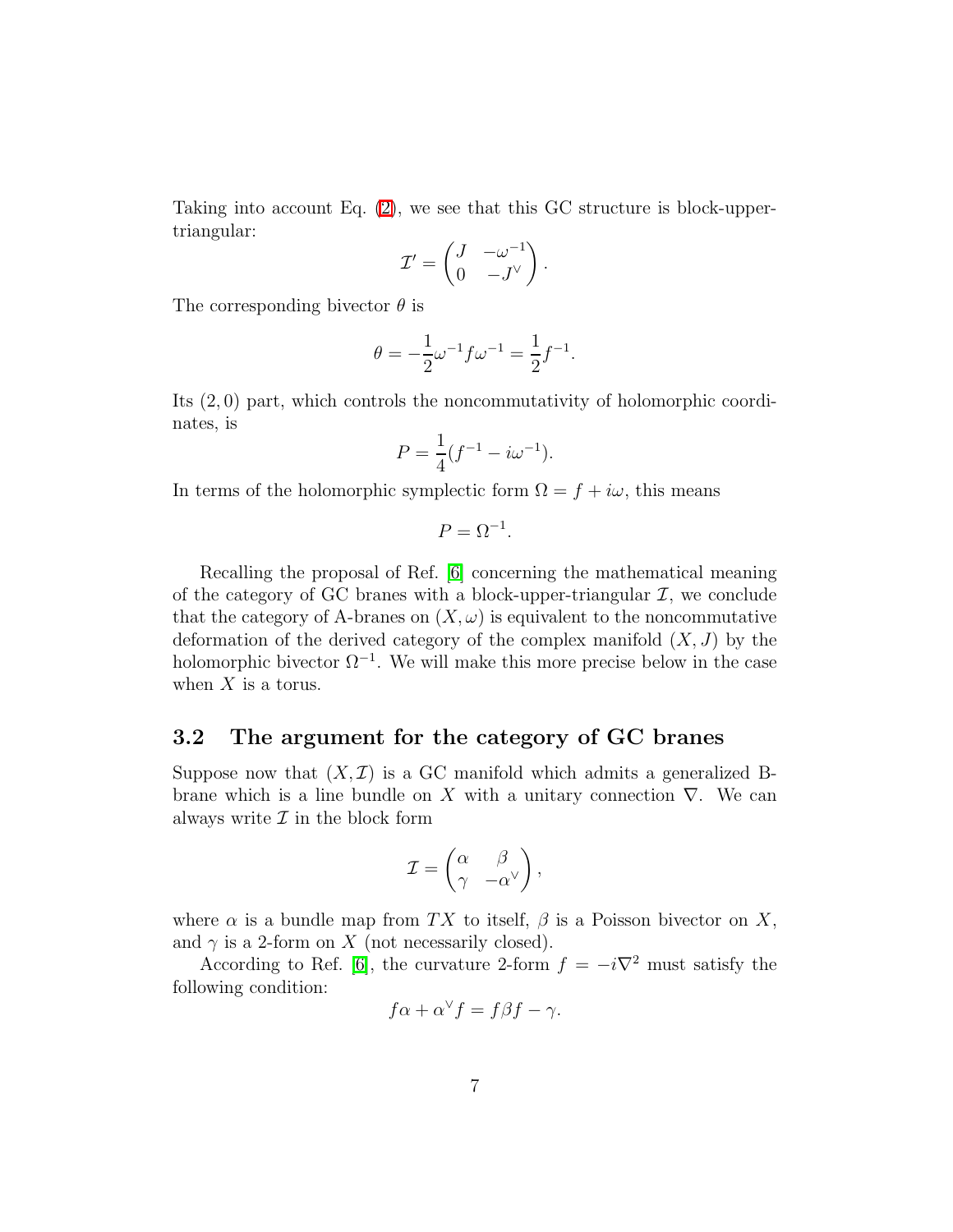Taking into account Eq. (2), we see that this GC structure is block-upper-triangular:

$$\mathcal{I}' = \begin{pmatrix} J & -\omega^{-1} \\ 0 & -J^\vee \end{pmatrix}.$$

The corresponding bivector $\theta$ is

$$\theta = -\frac{1}{2}\omega^{-1} f \omega^{-1} = \frac{1}{2} f^{-1}.$$

Its $(2,0)$ part, which controls the noncommutativity of holomorphic coordinates, is

$$P = \frac{1}{4}(f^{-1} - i\omega^{-1}).$$

In terms of the holomorphic symplectic form $\Omega = f + i\omega$, this means

$$P = \Omega^{-1}.$$

Recalling the proposal of Ref. [6] concerning the mathematical meaning of the category of GC branes with a block-upper-triangular $\mathcal{I}$, we conclude that the category of A-branes on $(X, \omega)$ is equivalent to the noncommutative deformation of the derived category of the complex manifold $(X, J)$ by the holomorphic bivector $\Omega^{-1}$. We will make this more precise below in the case when $X$ is a torus.

## 3.2 The argument for the category of GC branes

Suppose now that $(X, \mathcal{I})$ is a GC manifold which admits a generalized B-brane which is a line bundle on $X$ with a unitary connection $\nabla$. We can always write $\mathcal{I}$ in the block form

$$\mathcal{I} = \begin{pmatrix} \alpha & \beta \\ \gamma & -\alpha^\vee \end{pmatrix},$$

where $\alpha$ is a bundle map from $TX$ to itself, $\beta$ is a Poisson bivector on $X$, and $\gamma$ is a 2-form on $X$ (not necessarily closed).

According to Ref. [6], the curvature 2-form $f = -i\nabla^2$ must satisfy the following condition:

$$f\alpha + \alpha^\vee f = f\beta f - \gamma.$$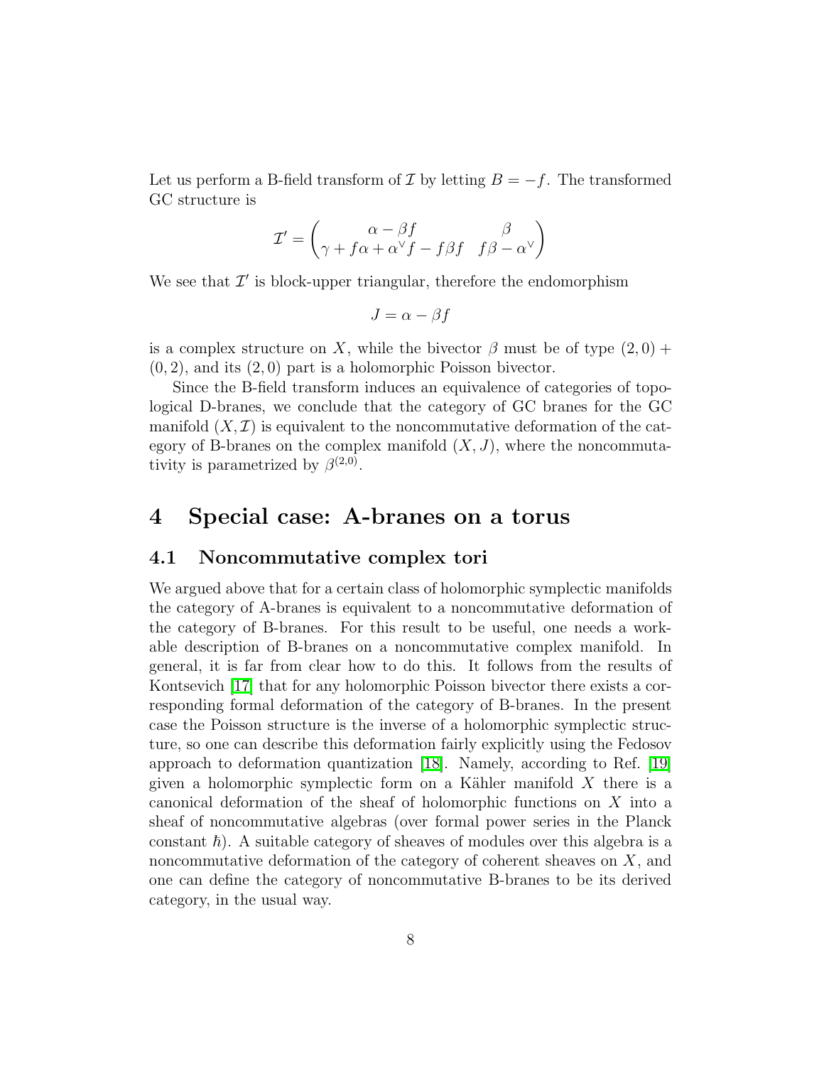Let us perform a B-field transform of $\mathcal{I}$ by letting $B = -f$. The transformed GC structure is

$$\mathcal{I}' = \begin{pmatrix} \alpha - \beta f & \beta \\ \gamma + f\alpha + \alpha^\vee f - f\beta f & f\beta - \alpha^\vee \end{pmatrix}$$

We see that $\mathcal{I}'$ is block-upper triangular, therefore the endomorphism

$$J = \alpha - \beta f$$

is a complex structure on $X$, while the bivector $\beta$ must be of type $(2,0) + (0,2)$, and its $(2,0)$ part is a holomorphic Poisson bivector.

Since the B-field transform induces an equivalence of categories of topological D-branes, we conclude that the category of GC branes for the GC manifold $(X, \mathcal{I})$ is equivalent to the noncommutative deformation of the category of B-branes on the complex manifold $(X, J)$, where the noncommutativity is parametrized by $\beta^{(2,0)}$.

# 4 Special case: A-branes on a torus

## 4.1 Noncommutative complex tori

We argued above that for a certain class of holomorphic symplectic manifolds the category of A-branes is equivalent to a noncommutative deformation of the category of B-branes. For this result to be useful, one needs a workable description of B-branes on a noncommutative complex manifold. In general, it is far from clear how to do this. It follows from the results of Kontsevich [17] that for any holomorphic Poisson bivector there exists a corresponding formal deformation of the category of B-branes. In the present case the Poisson structure is the inverse of a holomorphic symplectic structure, so one can describe this deformation fairly explicitly using the Fedosov approach to deformation quantization [18]. Namely, according to Ref. [19] given a holomorphic symplectic form on a Kähler manifold $X$ there is a canonical deformation of the sheaf of holomorphic functions on $X$ into a sheaf of noncommutative algebras (over formal power series in the Planck constant $\hbar$). A suitable category of sheaves of modules over this algebra is a noncommutative deformation of the category of coherent sheaves on $X$, and one can define the category of noncommutative B-branes to be its derived category, in the usual way.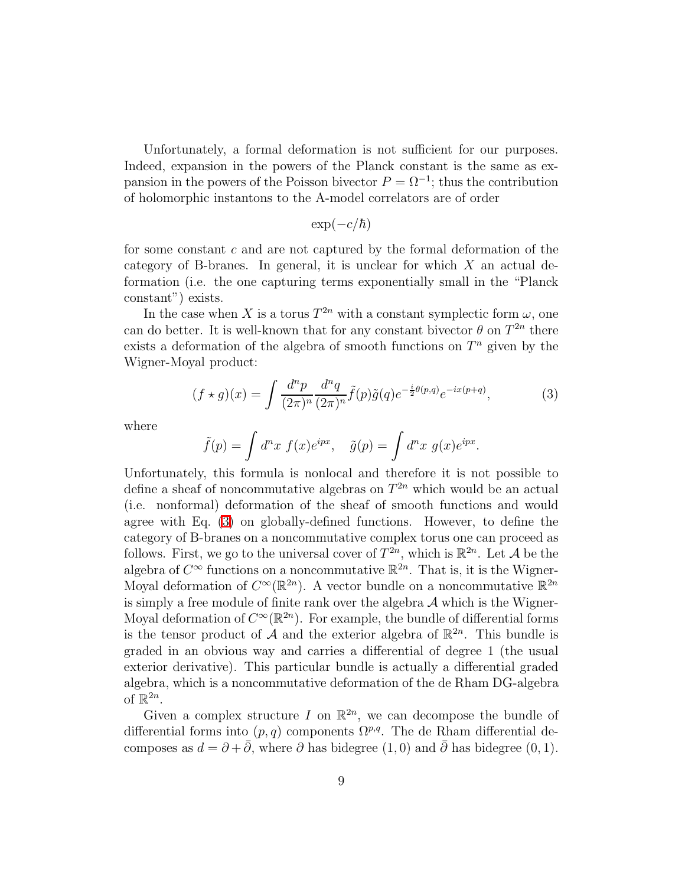Unfortunately, a formal deformation is not sufficient for our purposes. Indeed, expansion in the powers of the Planck constant is the same as expansion in the powers of the Poisson bivector $P = \Omega^{-1}$; thus the contribution of holomorphic instantons to the A-model correlators are of order

$$\exp(-c/\hbar)$$

for some constant $c$ and are not captured by the formal deformation of the category of B-branes. In general, it is unclear for which $X$ an actual deformation (i.e. the one capturing terms exponentially small in the "Planck constant") exists.

In the case when $X$ is a torus $T^{2n}$ with a constant symplectic form $\omega$, one can do better. It is well-known that for any constant bivector $\theta$ on $T^{2n}$ there exists a deformation of the algebra of smooth functions on $T^n$ given by the Wigner-Moyal product:

$$(f \star g)(x) = \int \frac{d^n p}{(2\pi)^n} \frac{d^n q}{(2\pi)^n} \tilde{f}(p)\tilde{g}(q) e^{-\frac{i}{2}\theta(p,q)} e^{-ix(p+q)}, \tag{3}$$

where

$$\tilde{f}(p) = \int d^n x \ f(x) e^{ipx}, \quad \tilde{g}(p) = \int d^n x \ g(x) e^{ipx}.$$

Unfortunately, this formula is nonlocal and therefore it is not possible to define a sheaf of noncommutative algebras on $T^{2n}$ which would be an actual (i.e. nonformal) deformation of the sheaf of smooth functions and would agree with Eq. (3) on globally-defined functions. However, to define the category of B-branes on a noncommutative complex torus one can proceed as follows. First, we go to the universal cover of $T^{2n}$, which is $\mathbb{R}^{2n}$. Let $\mathcal{A}$ be the algebra of $C^\infty$ functions on a noncommutative $\mathbb{R}^{2n}$. That is, it is the Wigner-Moyal deformation of $C^\infty(\mathbb{R}^{2n})$. A vector bundle on a noncommutative $\mathbb{R}^{2n}$ is simply a free module of finite rank over the algebra $\mathcal{A}$ which is the Wigner-Moyal deformation of $C^\infty(\mathbb{R}^{2n})$. For example, the bundle of differential forms is the tensor product of $\mathcal{A}$ and the exterior algebra of $\mathbb{R}^{2n}$. This bundle is graded in an obvious way and carries a differential of degree 1 (the usual exterior derivative). This particular bundle is actually a differential graded algebra, which is a noncommutative deformation of the de Rham DG-algebra of $\mathbb{R}^{2n}$.

Given a complex structure $I$ on $\mathbb{R}^{2n}$, we can decompose the bundle of differential forms into $(p, q)$ components $\Omega^{p,q}$. The de Rham differential decomposes as $d = \partial + \bar{\partial}$, where $\partial$ has bidegree $(1, 0)$ and $\bar{\partial}$ has bidegree $(0, 1)$.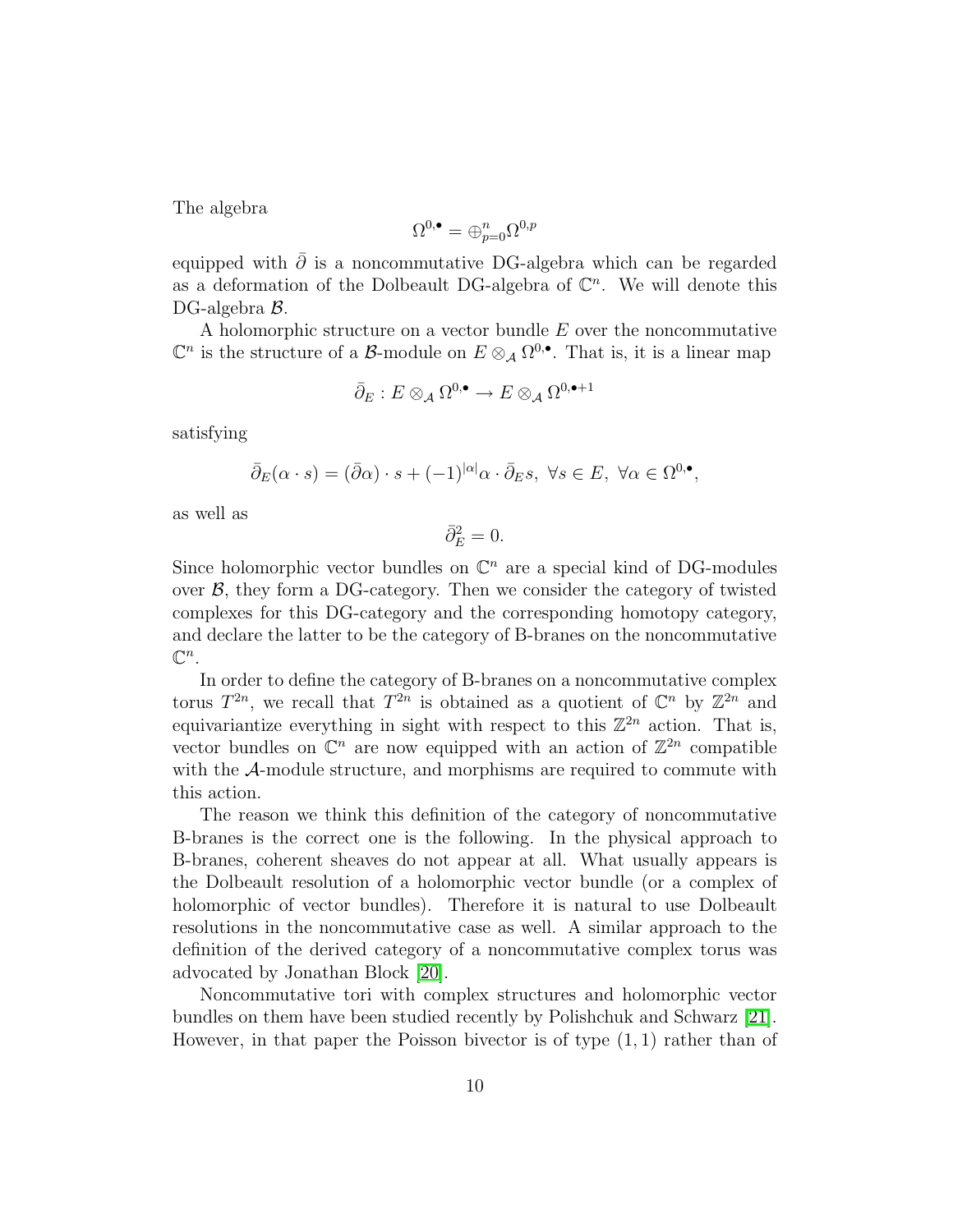The algebra

$$\Omega^{0,\bullet} = \oplus_{p=0}^{n} \Omega^{0,p}$$

equipped with $\bar{\partial}$ is a noncommutative DG-algebra which can be regarded as a deformation of the Dolbeault DG-algebra of $\mathbb{C}^n$. We will denote this DG-algebra $\mathcal{B}$.

A holomorphic structure on a vector bundle $E$ over the noncommutative $\mathbb{C}^n$ is the structure of a $\mathcal{B}$-module on $E \otimes_{\mathcal{A}} \Omega^{0,\bullet}$. That is, it is a linear map

$$\bar{\partial}_E : E \otimes_{\mathcal{A}} \Omega^{0,\bullet} \to E \otimes_{\mathcal{A}} \Omega^{0,\bullet+1}$$

satisfying

$$\bar{\partial}_E(\alpha \cdot s) = (\bar{\partial}\alpha) \cdot s + (-1)^{|\alpha|}\alpha \cdot \bar{\partial}_E s, \ \forall s \in E, \ \forall \alpha \in \Omega^{0,\bullet},$$

as well as

$$\bar{\partial}_E^2 = 0.$$

Since holomorphic vector bundles on $\mathbb{C}^n$ are a special kind of DG-modules over $\mathcal{B}$, they form a DG-category. Then we consider the category of twisted complexes for this DG-category and the corresponding homotopy category, and declare the latter to be the category of B-branes on the noncommutative $\mathbb{C}^n$.

In order to define the category of B-branes on a noncommutative complex torus $T^{2n}$, we recall that $T^{2n}$ is obtained as a quotient of $\mathbb{C}^n$ by $\mathbb{Z}^{2n}$ and equivariantize everything in sight with respect to this $\mathbb{Z}^{2n}$ action. That is, vector bundles on $\mathbb{C}^n$ are now equipped with an action of $\mathbb{Z}^{2n}$ compatible with the $\mathcal{A}$-module structure, and morphisms are required to commute with this action.

The reason we think this definition of the category of noncommutative B-branes is the correct one is the following. In the physical approach to B-branes, coherent sheaves do not appear at all. What usually appears is the Dolbeault resolution of a holomorphic vector bundle (or a complex of holomorphic of vector bundles). Therefore it is natural to use Dolbeault resolutions in the noncommutative case as well. A similar approach to the definition of the derived category of a noncommutative complex torus was advocated by Jonathan Block [20].

Noncommutative tori with complex structures and holomorphic vector bundles on them have been studied recently by Polishchuk and Schwarz [21]. However, in that paper the Poisson bivector is of type $(1,1)$ rather than of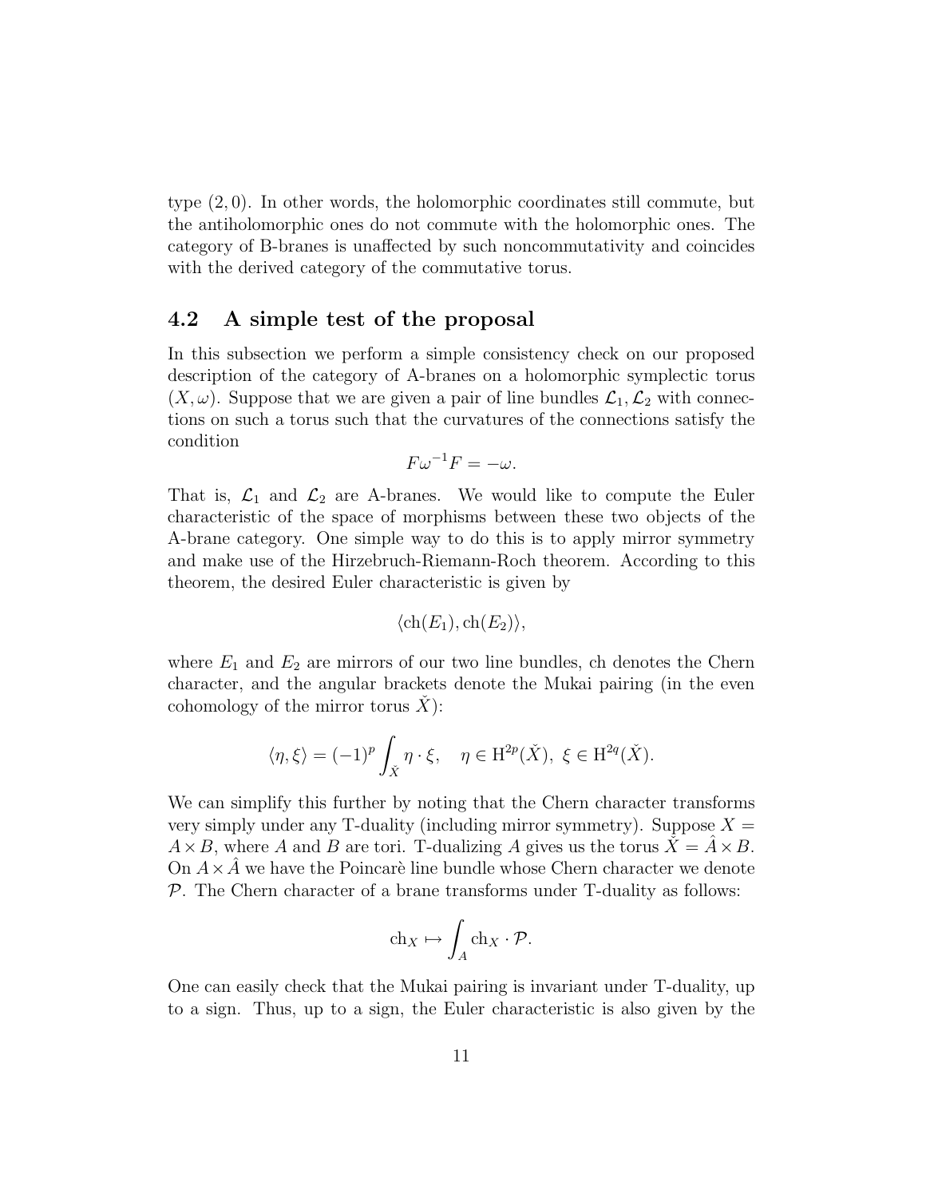type $(2,0)$. In other words, the holomorphic coordinates still commute, but the antiholomorphic ones do not commute with the holomorphic ones. The category of B-branes is unaffected by such noncommutativity and coincides with the derived category of the commutative torus.

## 4.2 A simple test of the proposal

In this subsection we perform a simple consistency check on our proposed description of the category of A-branes on a holomorphic symplectic torus $(X, \omega)$. Suppose that we are given a pair of line bundles $\mathcal{L}_1, \mathcal{L}_2$ with connections on such a torus such that the curvatures of the connections satisfy the condition

$$F\omega^{-1}F = -\omega.$$

That is, $\mathcal{L}_1$ and $\mathcal{L}_2$ are A-branes. We would like to compute the Euler characteristic of the space of morphisms between these two objects of the A-brane category. One simple way to do this is to apply mirror symmetry and make use of the Hirzebruch-Riemann-Roch theorem. According to this theorem, the desired Euler characteristic is given by

$$\langle \mathrm{ch}(E_1), \mathrm{ch}(E_2) \rangle,$$

where $E_1$ and $E_2$ are mirrors of our two line bundles, ch denotes the Chern character, and the angular brackets denote the Mukai pairing (in the even cohomology of the mirror torus $\check{X}$):

$$\langle \eta, \xi \rangle = (-1)^p \int_{\check{X}} \eta \cdot \xi, \quad \eta \in \mathrm{H}^{2p}(\check{X}),\ \xi \in \mathrm{H}^{2q}(\check{X}).$$

We can simplify this further by noting that the Chern character transforms very simply under any T-duality (including mirror symmetry). Suppose $X = A \times B$, where $A$ and $B$ are tori. T-dualizing $A$ gives us the torus $\check{X} = \hat{A} \times B$. On $A \times \hat{A}$ we have the Poincarè line bundle whose Chern character we denote $\mathcal{P}$. The Chern character of a brane transforms under T-duality as follows:

$$\mathrm{ch}_X \mapsto \int_A \mathrm{ch}_X \cdot \mathcal{P}.$$

One can easily check that the Mukai pairing is invariant under T-duality, up to a sign. Thus, up to a sign, the Euler characteristic is also given by the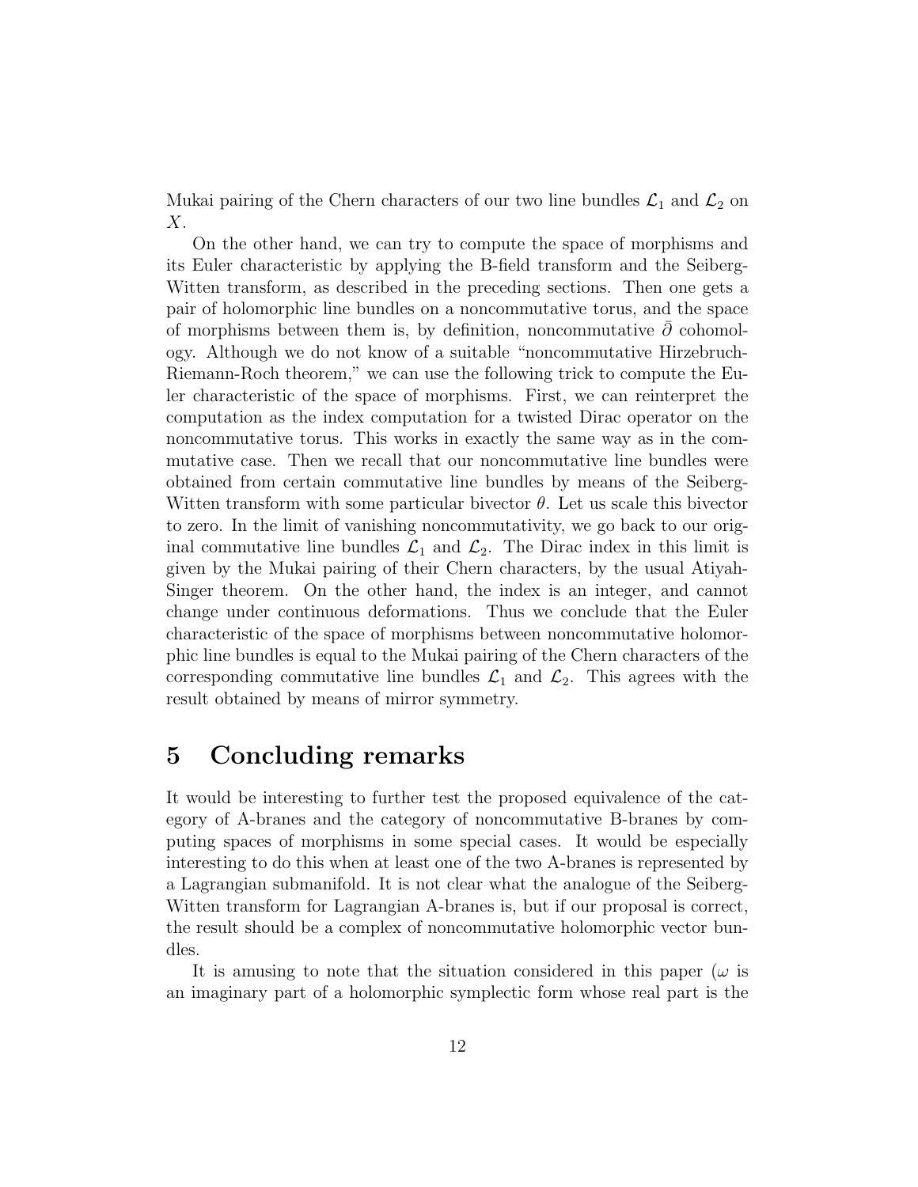Mukai pairing of the Chern characters of our two line bundles $\mathcal{L}_1$ and $\mathcal{L}_2$ on $X$.

On the other hand, we can try to compute the space of morphisms and its Euler characteristic by applying the B-field transform and the Seiberg-Witten transform, as described in the preceding sections. Then one gets a pair of holomorphic line bundles on a noncommutative torus, and the space of morphisms between them is, by definition, noncommutative $\bar{\partial}$ cohomology. Although we do not know of a suitable "noncommutative Hirzebruch-Riemann-Roch theorem," we can use the following trick to compute the Euler characteristic of the space of morphisms. First, we can reinterpret the computation as the index computation for a twisted Dirac operator on the noncommutative torus. This works in exactly the same way as in the commutative case. Then we recall that our noncommutative line bundles were obtained from certain commutative line bundles by means of the Seiberg-Witten transform with some particular bivector $\theta$. Let us scale this bivector to zero. In the limit of vanishing noncommutativity, we go back to our original commutative line bundles $\mathcal{L}_1$ and $\mathcal{L}_2$. The Dirac index in this limit is given by the Mukai pairing of their Chern characters, by the usual Atiyah-Singer theorem. On the other hand, the index is an integer, and cannot change under continuous deformations. Thus we conclude that the Euler characteristic of the space of morphisms between noncommutative holomorphic line bundles is equal to the Mukai pairing of the Chern characters of the corresponding commutative line bundles $\mathcal{L}_1$ and $\mathcal{L}_2$. This agrees with the result obtained by means of mirror symmetry.

# 5 Concluding remarks

It would be interesting to further test the proposed equivalence of the category of A-branes and the category of noncommutative B-branes by computing spaces of morphisms in some special cases. It would be especially interesting to do this when at least one of the two A-branes is represented by a Lagrangian submanifold. It is not clear what the analogue of the Seiberg-Witten transform for Lagrangian A-branes is, but if our proposal is correct, the result should be a complex of noncommutative holomorphic vector bundles.

It is amusing to note that the situation considered in this paper ($\omega$ is an imaginary part of a holomorphic symplectic form whose real part is the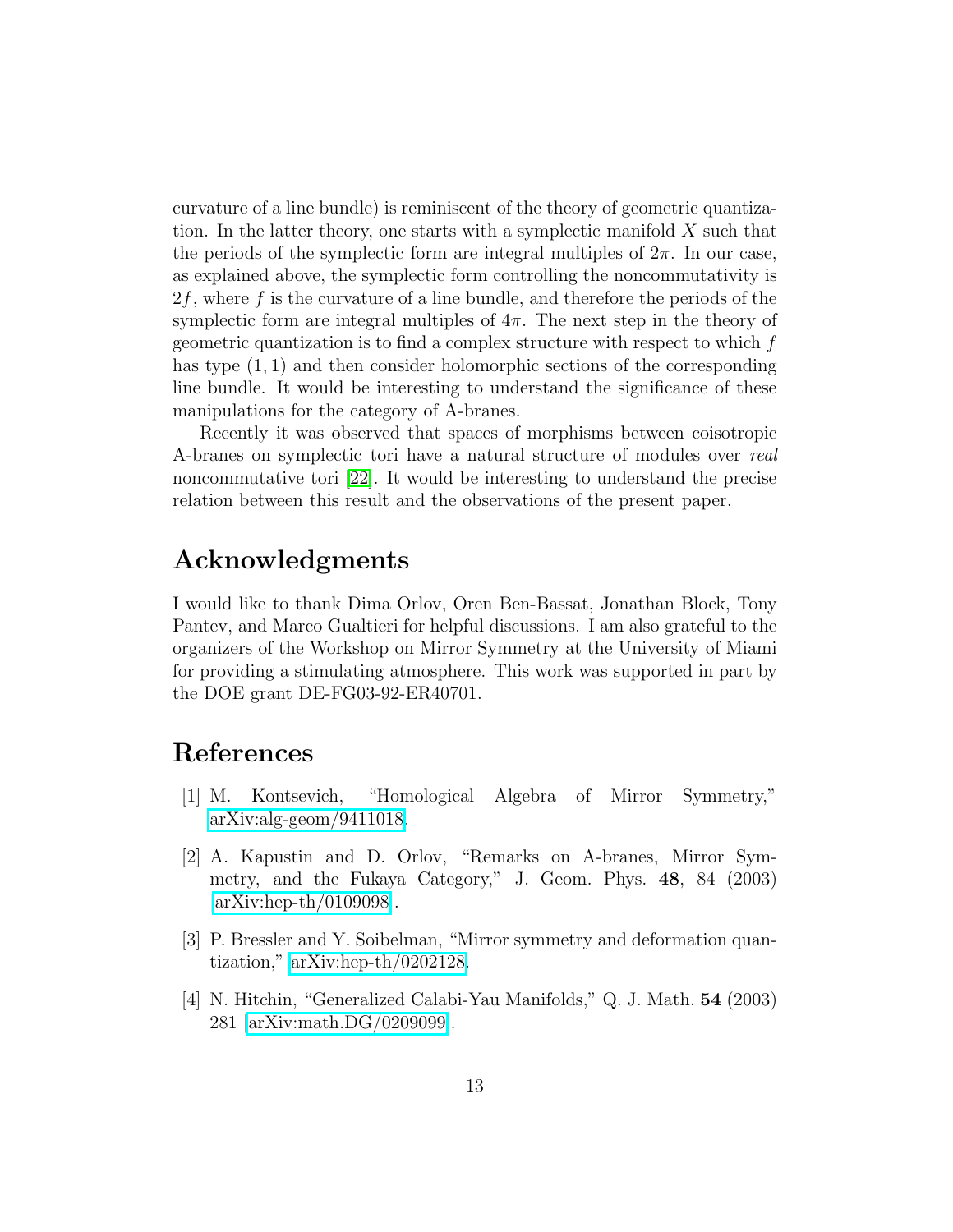curvature of a line bundle) is reminiscent of the theory of geometric quantization. In the latter theory, one starts with a symplectic manifold $X$ such that the periods of the symplectic form are integral multiples of $2\pi$. In our case, as explained above, the symplectic form controlling the noncommutativity is $2f$, where $f$ is the curvature of a line bundle, and therefore the periods of the symplectic form are integral multiples of $4\pi$. The next step in the theory of geometric quantization is to find a complex structure with respect to which $f$ has type $(1,1)$ and then consider holomorphic sections of the corresponding line bundle. It would be interesting to understand the significance of these manipulations for the category of A-branes.

Recently it was observed that spaces of morphisms between coisotropic A-branes on symplectic tori have a natural structure of modules over *real* noncommutative tori [22]. It would be interesting to understand the precise relation between this result and the observations of the present paper.

## Acknowledgments

I would like to thank Dima Orlov, Oren Ben-Bassat, Jonathan Block, Tony Pantev, and Marco Gualtieri for helpful discussions. I am also grateful to the organizers of the Workshop on Mirror Symmetry at the University of Miami for providing a stimulating atmosphere. This work was supported in part by the DOE grant DE-FG03-92-ER40701.

## References

[1] M. Kontsevich, "Homological Algebra of Mirror Symmetry," arXiv:alg-geom/9411018.

[2] A. Kapustin and D. Orlov, "Remarks on A-branes, Mirror Symmetry, and the Fukaya Category," J. Geom. Phys. **48**, 84 (2003) [arXiv:hep-th/0109098].

[3] P. Bressler and Y. Soibelman, "Mirror symmetry and deformation quantization," arXiv:hep-th/0202128.

[4] N. Hitchin, "Generalized Calabi-Yau Manifolds," Q. J. Math. **54** (2003) 281 [arXiv:math.DG/0209099].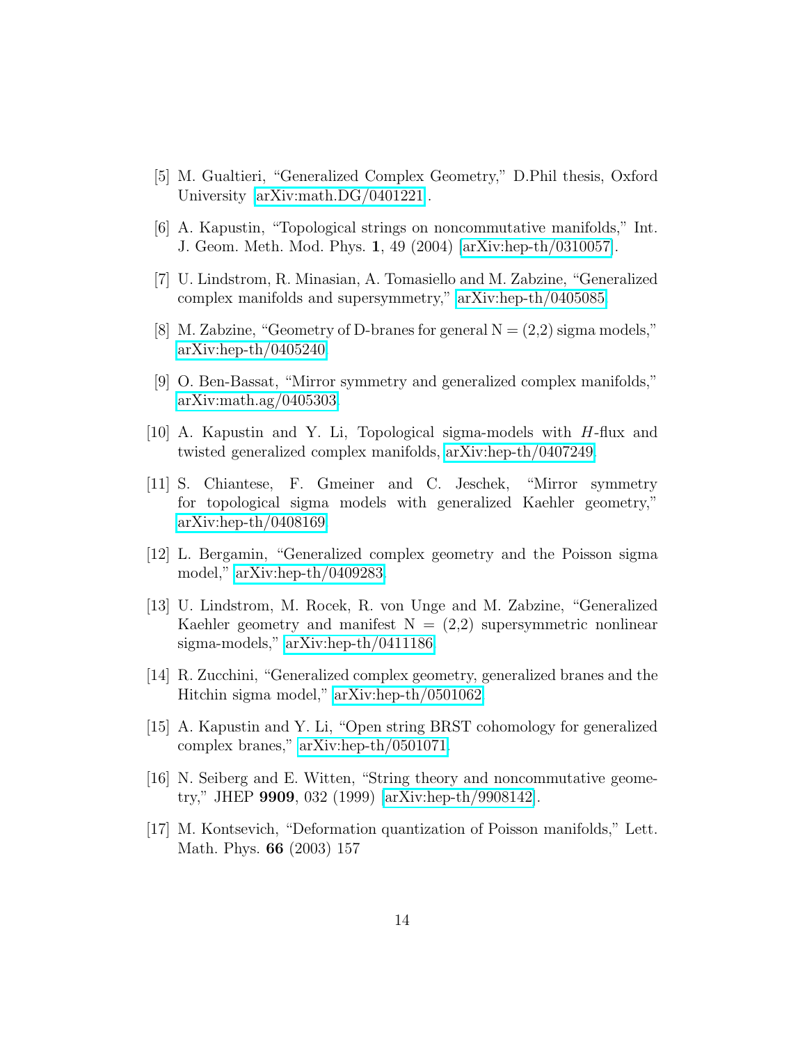[5] M. Gualtieri, "Generalized Complex Geometry," D.Phil thesis, Oxford University arXiv:math.DG/0401221 .

[6] A. Kapustin, "Topological strings on noncommutative manifolds," Int. J. Geom. Meth. Mod. Phys. **1**, 49 (2004) [arXiv:hep-th/0310057].

[7] U. Lindstrom, R. Minasian, A. Tomasiello and M. Zabzine, "Generalized complex manifolds and supersymmetry," arXiv:hep-th/0405085.

[8] M. Zabzine, "Geometry of D-branes for general N = (2,2) sigma models," arXiv:hep-th/0405240.

[9] O. Ben-Bassat, "Mirror symmetry and generalized complex manifolds," arXiv:math.ag/0405303.

[10] A. Kapustin and Y. Li, Topological sigma-models with *H*-flux and twisted generalized complex manifolds, arXiv:hep-th/0407249.

[11] S. Chiantese, F. Gmeiner and C. Jeschek, "Mirror symmetry for topological sigma models with generalized Kaehler geometry," arXiv:hep-th/0408169.

[12] L. Bergamin, "Generalized complex geometry and the Poisson sigma model," arXiv:hep-th/0409283.

[13] U. Lindstrom, M. Rocek, R. von Unge and M. Zabzine, "Generalized Kaehler geometry and manifest N = (2,2) supersymmetric nonlinear sigma-models," arXiv:hep-th/0411186.

[14] R. Zucchini, "Generalized complex geometry, generalized branes and the Hitchin sigma model," arXiv:hep-th/0501062.

[15] A. Kapustin and Y. Li, "Open string BRST cohomology for generalized complex branes," arXiv:hep-th/0501071.

[16] N. Seiberg and E. Witten, "String theory and noncommutative geometry," JHEP **9909**, 032 (1999) [arXiv:hep-th/9908142].

[17] M. Kontsevich, "Deformation quantization of Poisson manifolds," Lett. Math. Phys. **66** (2003) 157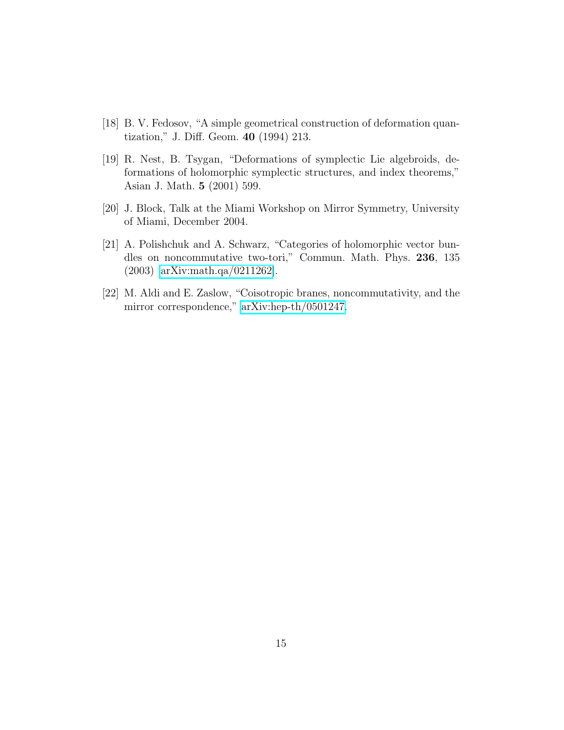[18] B. V. Fedosov, "A simple geometrical construction of deformation quantization," J. Diff. Geom. **40** (1994) 213.

[19] R. Nest, B. Tsygan, "Deformations of symplectic Lie algebroids, deformations of holomorphic symplectic structures, and index theorems," Asian J. Math. **5** (2001) 599.

[20] J. Block, Talk at the Miami Workshop on Mirror Symmetry, University of Miami, December 2004.

[21] A. Polishchuk and A. Schwarz, "Categories of holomorphic vector bundles on noncommutative two-tori," Commun. Math. Phys. **236**, 135 (2003) [arXiv:math.qa/0211262].

[22] M. Aldi and E. Zaslow, "Coisotropic branes, noncommutativity, and the mirror correspondence," arXiv:hep-th/0501247.